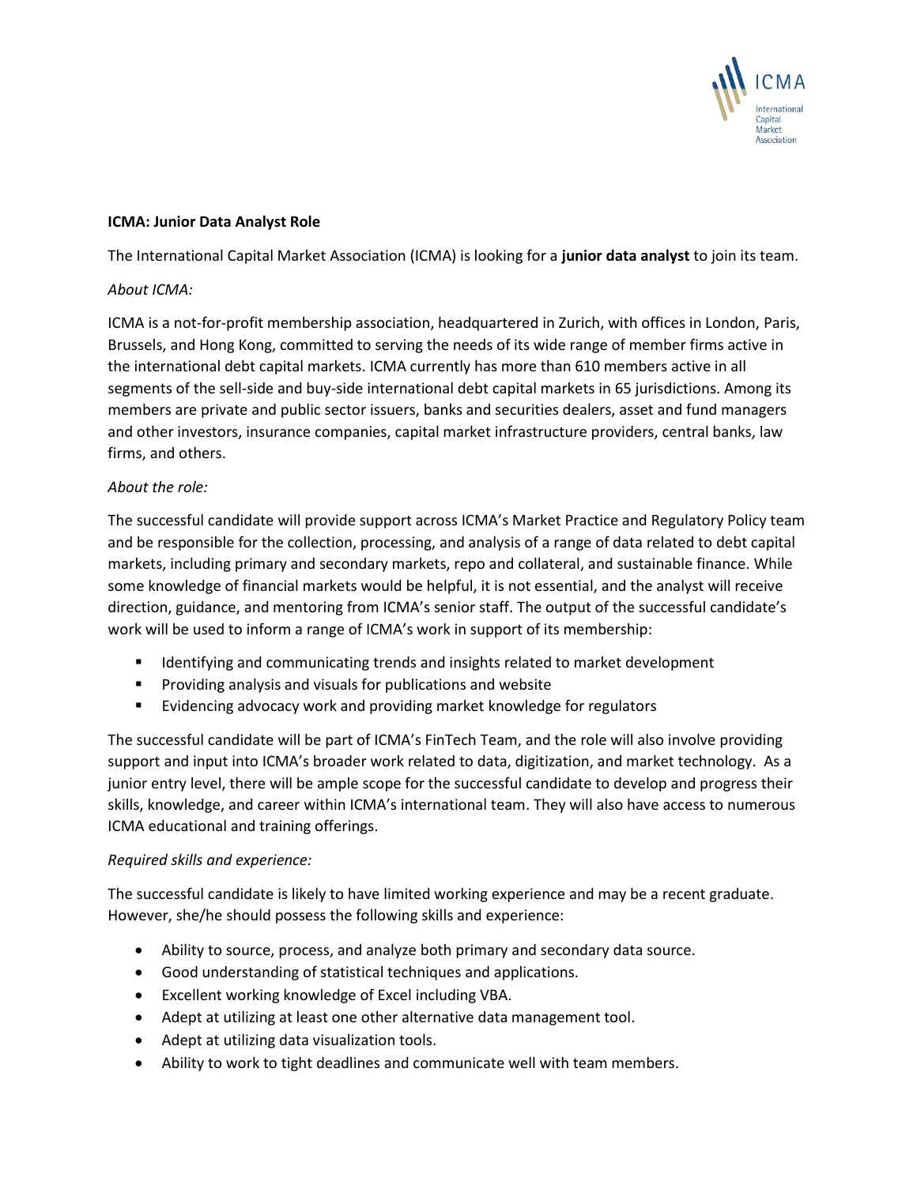**ICMA: Junior Data Analyst Role**

The International Capital Market Association (ICMA) is looking for a **junior data analyst** to join its team.

*About ICMA:*

ICMA is a not-for-profit membership association, headquartered in Zurich, with offices in London, Paris, Brussels, and Hong Kong, committed to serving the needs of its wide range of member firms active in the international debt capital markets. ICMA currently has more than 610 members active in all segments of the sell-side and buy-side international debt capital markets in 65 jurisdictions. Among its members are private and public sector issuers, banks and securities dealers, asset and fund managers and other investors, insurance companies, capital market infrastructure providers, central banks, law firms, and others.

*About the role:*

The successful candidate will provide support across ICMA's Market Practice and Regulatory Policy team and be responsible for the collection, processing, and analysis of a range of data related to debt capital markets, including primary and secondary markets, repo and collateral, and sustainable finance. While some knowledge of financial markets would be helpful, it is not essential, and the analyst will receive direction, guidance, and mentoring from ICMA's senior staff. The output of the successful candidate's work will be used to inform a range of ICMA's work in support of its membership:

- Identifying and communicating trends and insights related to market development
- Providing analysis and visuals for publications and website
- Evidencing advocacy work and providing market knowledge for regulators

The successful candidate will be part of ICMA's FinTech Team, and the role will also involve providing support and input into ICMA's broader work related to data, digitization, and market technology. As a junior entry level, there will be ample scope for the successful candidate to develop and progress their skills, knowledge, and career within ICMA's international team. They will also have access to numerous ICMA educational and training offerings.

*Required skills and experience:*

The successful candidate is likely to have limited working experience and may be a recent graduate. However, she/he should possess the following skills and experience:

- Ability to source, process, and analyze both primary and secondary data source.
- Good understanding of statistical techniques and applications.
- Excellent working knowledge of Excel including VBA.
- Adept at utilizing at least one other alternative data management tool.
- Adept at utilizing data visualization tools.
- Ability to work to tight deadlines and communicate well with team members.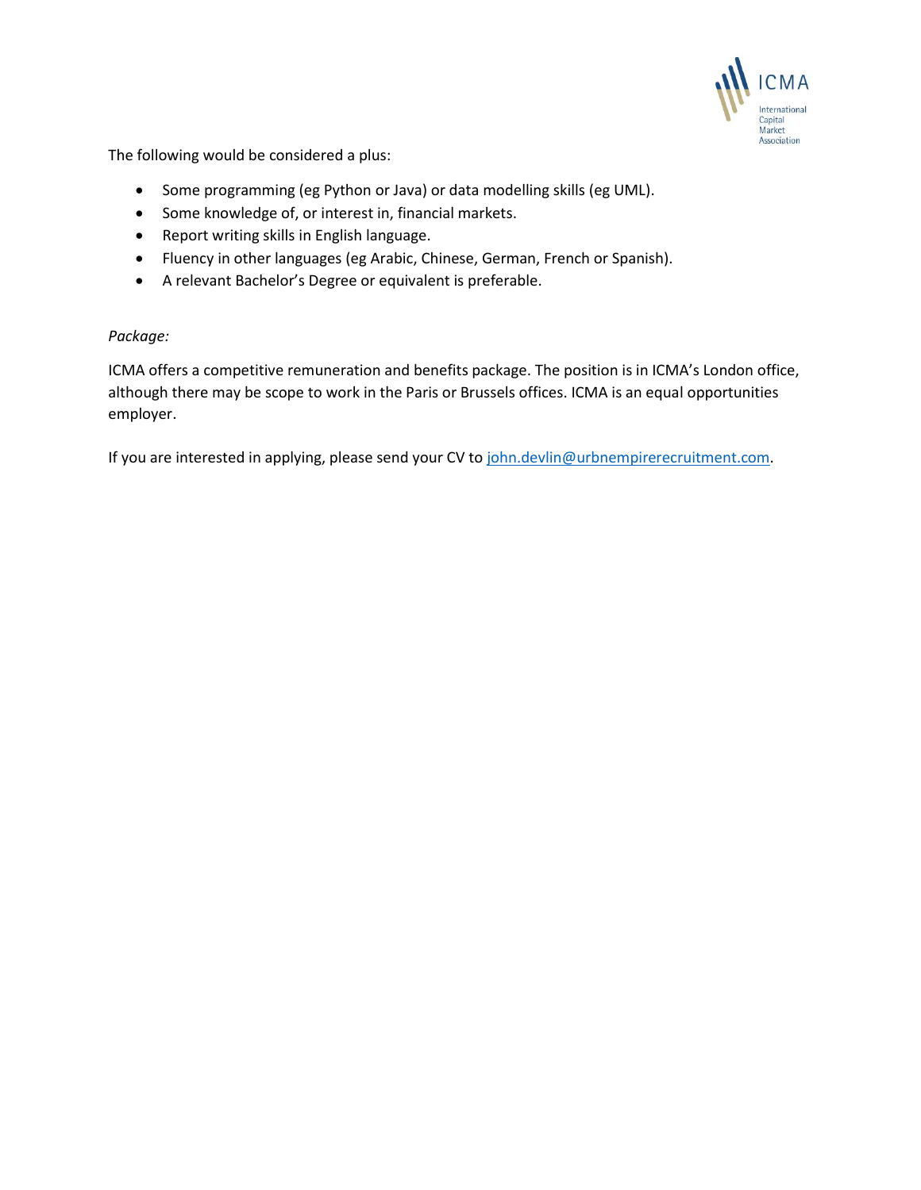The following would be considered a plus:

- Some programming (eg Python or Java) or data modelling skills (eg UML).
- Some knowledge of, or interest in, financial markets.
- Report writing skills in English language.
- Fluency in other languages (eg Arabic, Chinese, German, French or Spanish).
- A relevant Bachelor's Degree or equivalent is preferable.

*Package:*

ICMA offers a competitive remuneration and benefits package. The position is in ICMA's London office, although there may be scope to work in the Paris or Brussels offices. ICMA is an equal opportunities employer.

If you are interested in applying, please send your CV to john.devlin@urbnempirerecruitment.com.